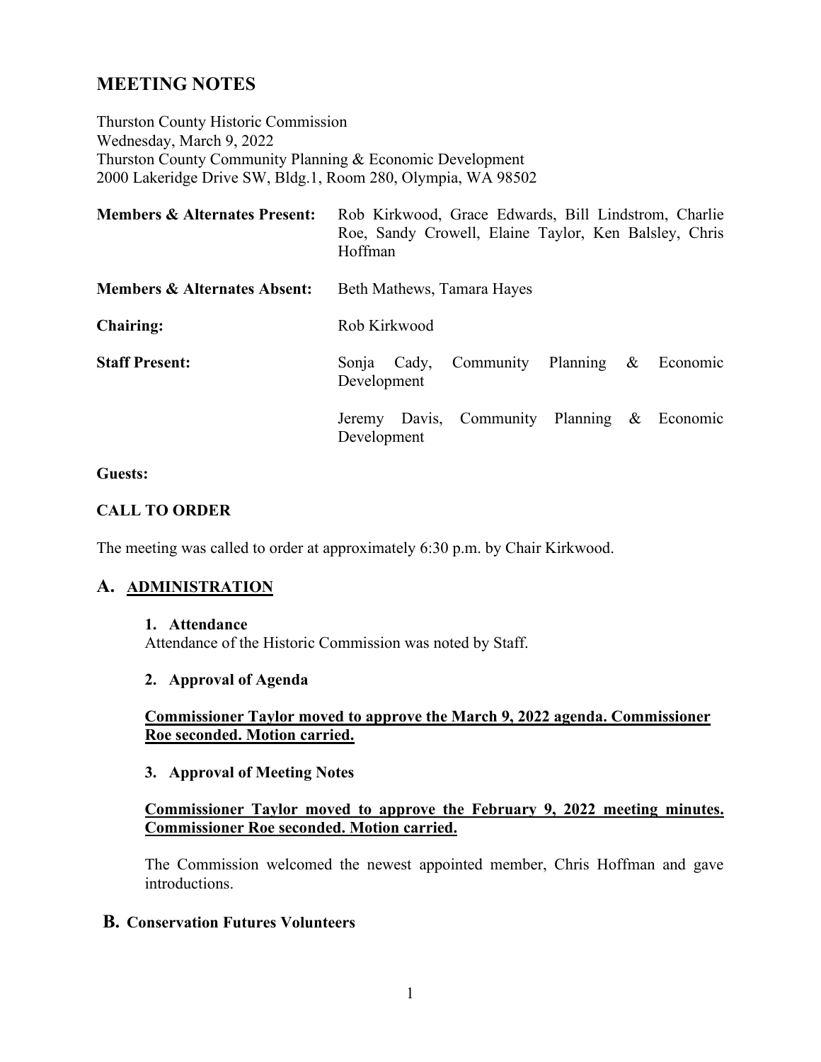# MEETING NOTES

Thurston County Historic Commission
Wednesday, March 9, 2022
Thurston County Community Planning & Economic Development
2000 Lakeridge Drive SW, Bldg.1, Room 280, Olympia, WA 98502

**Members & Alternates Present:** Rob Kirkwood, Grace Edwards, Bill Lindstrom, Charlie Roe, Sandy Crowell, Elaine Taylor, Ken Balsley, Chris Hoffman

**Members & Alternates Absent:** Beth Mathews, Tamara Hayes

**Chairing:** Rob Kirkwood

**Staff Present:** Sonja Cady, Community Planning & Economic Development

Jeremy Davis, Community Planning & Economic Development

**Guests:**

**CALL TO ORDER**

The meeting was called to order at approximately 6:30 p.m. by Chair Kirkwood.

## A. ADMINISTRATION

**1. Attendance**

Attendance of the Historic Commission was noted by Staff.

**2. Approval of Agenda**

**Commissioner Taylor moved to approve the March 9, 2022 agenda. Commissioner Roe seconded. Motion carried.**

**3. Approval of Meeting Notes**

**Commissioner Taylor moved to approve the February 9, 2022 meeting minutes. Commissioner Roe seconded. Motion carried.**

The Commission welcomed the newest appointed member, Chris Hoffman and gave introductions.

## B. Conservation Futures Volunteers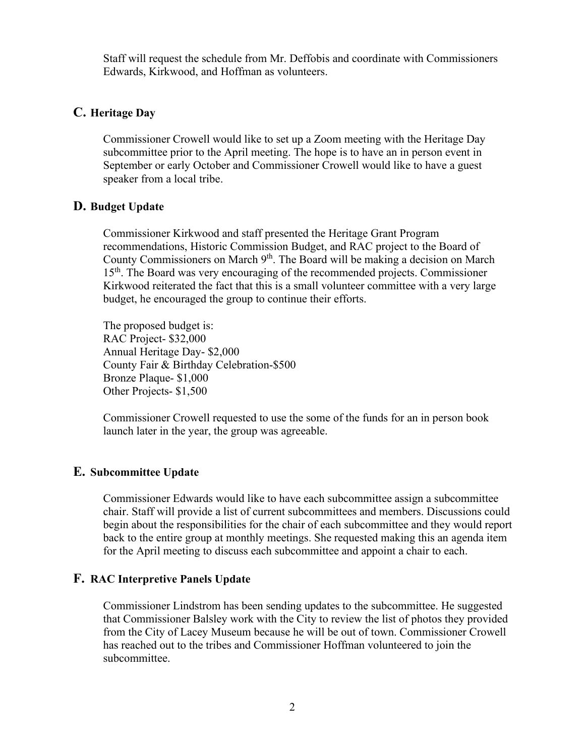Staff will request the schedule from Mr. Deffobis and coordinate with Commissioners Edwards, Kirkwood, and Hoffman as volunteers.

## C. Heritage Day

Commissioner Crowell would like to set up a Zoom meeting with the Heritage Day subcommittee prior to the April meeting. The hope is to have an in person event in September or early October and Commissioner Crowell would like to have a guest speaker from a local tribe.

## D. Budget Update

Commissioner Kirkwood and staff presented the Heritage Grant Program recommendations, Historic Commission Budget, and RAC project to the Board of County Commissioners on March 9th. The Board will be making a decision on March 15th. The Board was very encouraging of the recommended projects. Commissioner Kirkwood reiterated the fact that this is a small volunteer committee with a very large budget, he encouraged the group to continue their efforts.

The proposed budget is:
RAC Project- $32,000
Annual Heritage Day- $2,000
County Fair & Birthday Celebration-$500
Bronze Plaque- $1,000
Other Projects- $1,500

Commissioner Crowell requested to use the some of the funds for an in person book launch later in the year, the group was agreeable.

## E. Subcommittee Update

Commissioner Edwards would like to have each subcommittee assign a subcommittee chair. Staff will provide a list of current subcommittees and members. Discussions could begin about the responsibilities for the chair of each subcommittee and they would report back to the entire group at monthly meetings. She requested making this an agenda item for the April meeting to discuss each subcommittee and appoint a chair to each.

## F. RAC Interpretive Panels Update

Commissioner Lindstrom has been sending updates to the subcommittee. He suggested that Commissioner Balsley work with the City to review the list of photos they provided from the City of Lacey Museum because he will be out of town. Commissioner Crowell has reached out to the tribes and Commissioner Hoffman volunteered to join the subcommittee.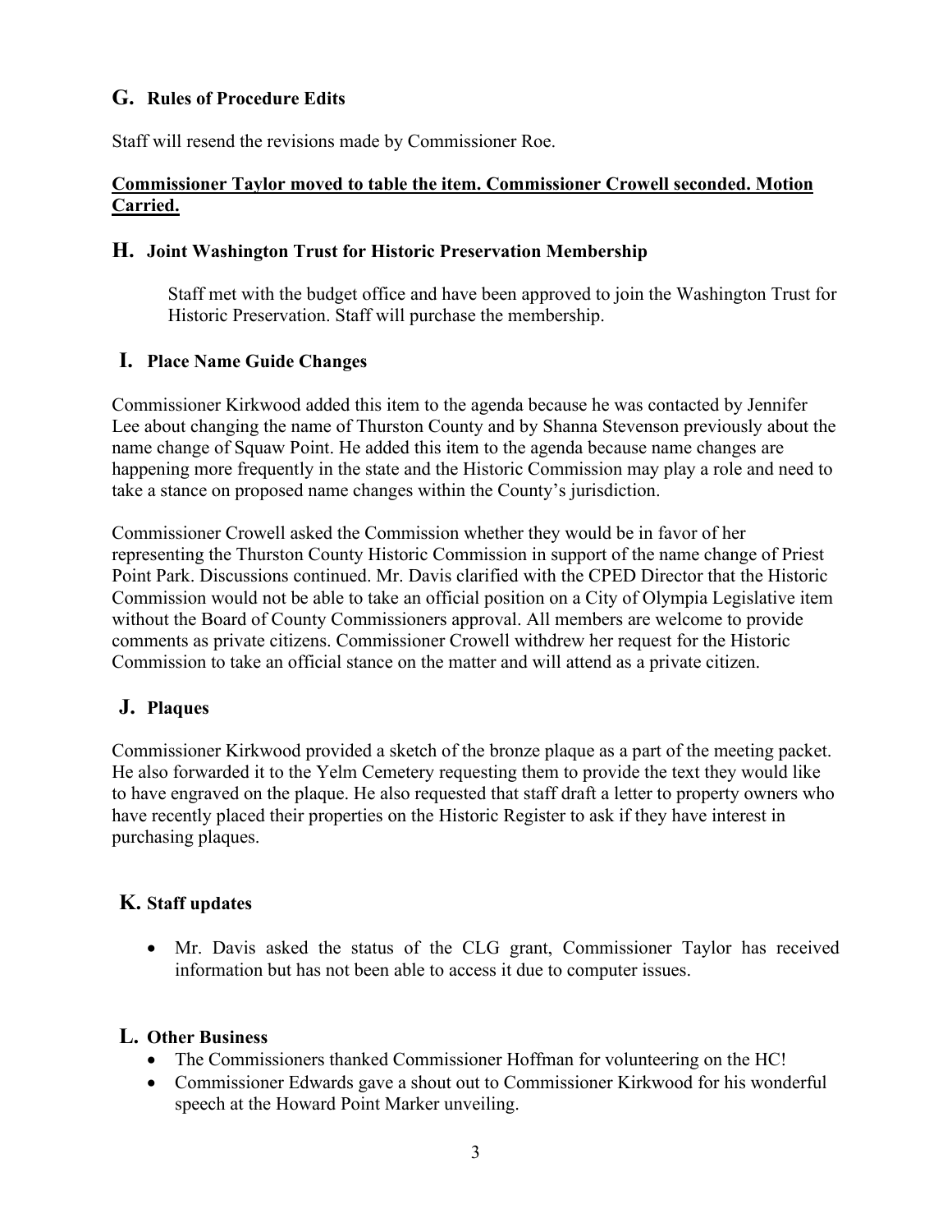## G. Rules of Procedure Edits

Staff will resend the revisions made by Commissioner Roe.

**Commissioner Taylor moved to table the item. Commissioner Crowell seconded. Motion Carried.**

## H. Joint Washington Trust for Historic Preservation Membership

Staff met with the budget office and have been approved to join the Washington Trust for Historic Preservation. Staff will purchase the membership.

## I. Place Name Guide Changes

Commissioner Kirkwood added this item to the agenda because he was contacted by Jennifer Lee about changing the name of Thurston County and by Shanna Stevenson previously about the name change of Squaw Point. He added this item to the agenda because name changes are happening more frequently in the state and the Historic Commission may play a role and need to take a stance on proposed name changes within the County's jurisdiction.

Commissioner Crowell asked the Commission whether they would be in favor of her representing the Thurston County Historic Commission in support of the name change of Priest Point Park. Discussions continued. Mr. Davis clarified with the CPED Director that the Historic Commission would not be able to take an official position on a City of Olympia Legislative item without the Board of County Commissioners approval. All members are welcome to provide comments as private citizens. Commissioner Crowell withdrew her request for the Historic Commission to take an official stance on the matter and will attend as a private citizen.

## J. Plaques

Commissioner Kirkwood provided a sketch of the bronze plaque as a part of the meeting packet. He also forwarded it to the Yelm Cemetery requesting them to provide the text they would like to have engraved on the plaque. He also requested that staff draft a letter to property owners who have recently placed their properties on the Historic Register to ask if they have interest in purchasing plaques.

## K. Staff updates

- Mr. Davis asked the status of the CLG grant, Commissioner Taylor has received information but has not been able to access it due to computer issues.

## L. Other Business

- The Commissioners thanked Commissioner Hoffman for volunteering on the HC!
- Commissioner Edwards gave a shout out to Commissioner Kirkwood for his wonderful speech at the Howard Point Marker unveiling.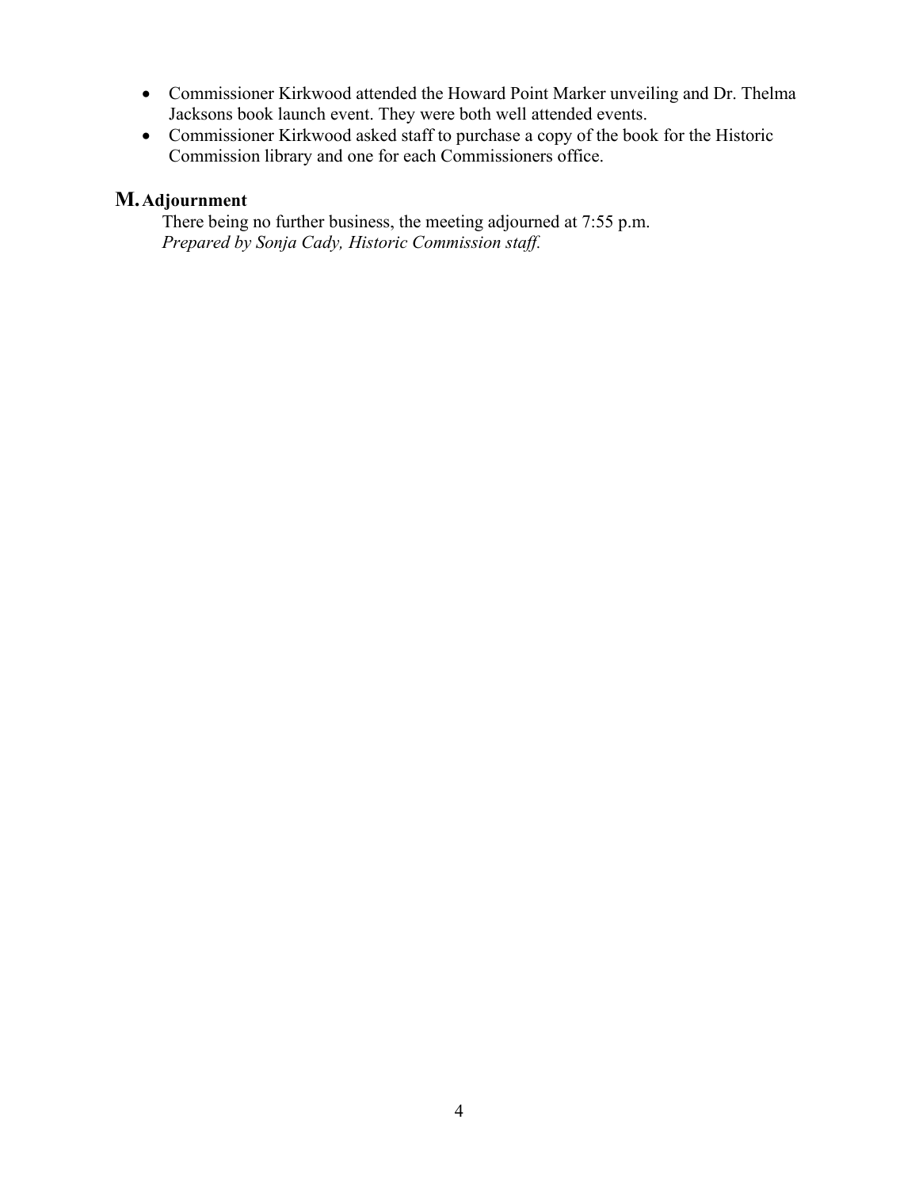- Commissioner Kirkwood attended the Howard Point Marker unveiling and Dr. Thelma Jacksons book launch event. They were both well attended events.
- Commissioner Kirkwood asked staff to purchase a copy of the book for the Historic Commission library and one for each Commissioners office.

## M. Adjournment

There being no further business, the meeting adjourned at 7:55 p.m.

*Prepared by Sonja Cady, Historic Commission staff.*